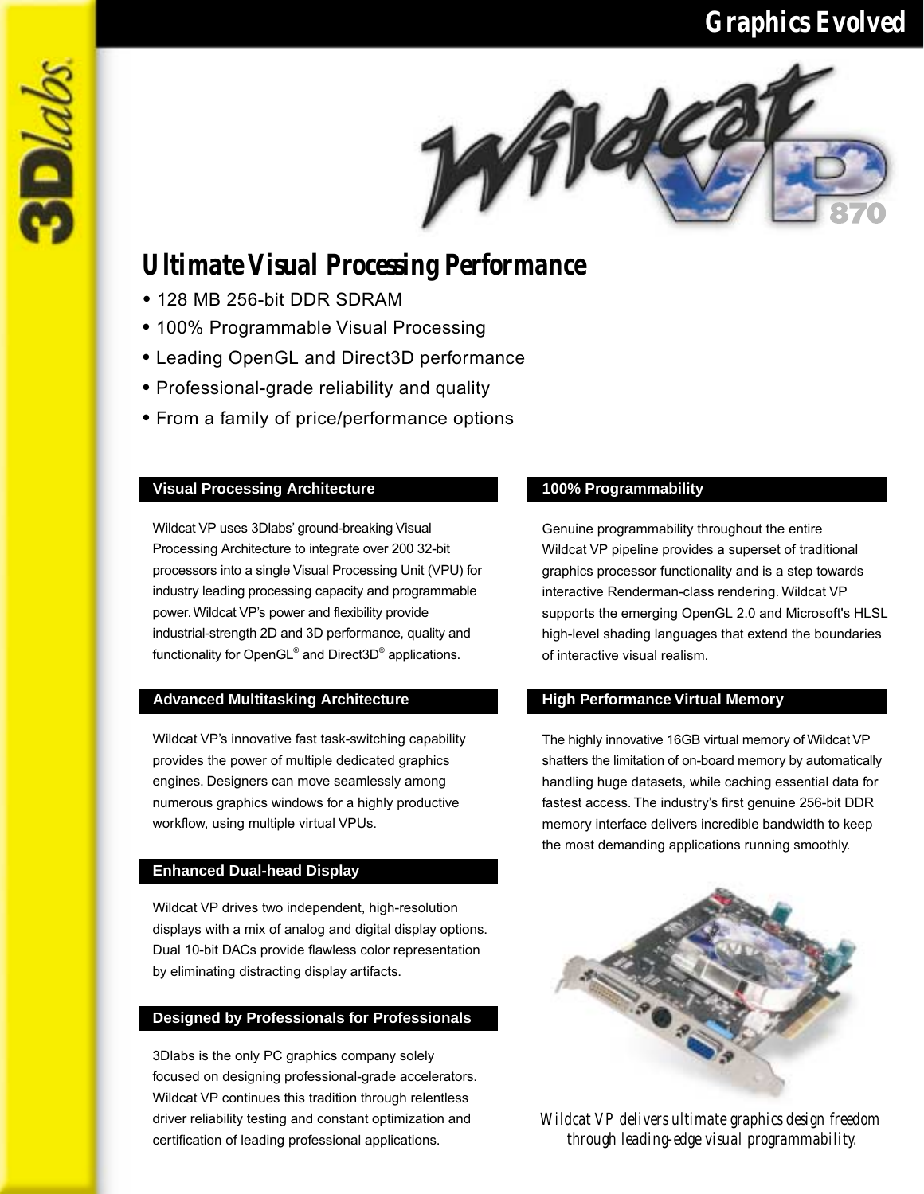Graphics Evolved

# Wildcat VP 870

## Ultimate Visual Processing Performance

- 128 MB 256-bit DDR SDRAM
- 100% Programmable Visual Processing
- Leading OpenGL and Direct3D performance
- Professional-grade reliability and quality
- From a family of price/performance options

### Visual Processing Architecture

Wildcat VP uses 3Dlabs' ground-breaking Visual Processing Architecture to integrate over 200 32-bit processors into a single Visual Processing Unit (VPU) for industry leading processing capacity and programmable power. Wildcat VP's power and flexibility provide industrial-strength 2D and 3D performance, quality and functionality for OpenGL® and Direct3D® applications.

### Advanced Multitasking Architecture

Wildcat VP's innovative fast task-switching capability provides the power of multiple dedicated graphics engines. Designers can move seamlessly among numerous graphics windows for a highly productive workflow, using multiple virtual VPUs.

### Enhanced Dual-head Display

Wildcat VP drives two independent, high-resolution displays with a mix of analog and digital display options. Dual 10-bit DACs provide flawless color representation by eliminating distracting display artifacts.

### Designed by Professionals for Professionals

3Dlabs is the only PC graphics company solely focused on designing professional-grade accelerators. Wildcat VP continues this tradition through relentless driver reliability testing and constant optimization and certification of leading professional applications.

### 100% Programmability

Genuine programmability throughout the entire Wildcat VP pipeline provides a superset of traditional graphics processor functionality and is a step towards interactive Renderman-class rendering. Wildcat VP supports the emerging OpenGL 2.0 and Microsoft's HLSL high-level shading languages that extend the boundaries of interactive visual realism.

### High Performance Virtual Memory

The highly innovative 16GB virtual memory of Wildcat VP shatters the limitation of on-board memory by automatically handling huge datasets, while caching essential data for fastest access. The industry's first genuine 256-bit DDR memory interface delivers incredible bandwidth to keep the most demanding applications running smoothly.

*Wildcat VP delivers ultimate graphics design freedom through leading-edge visual programmability.*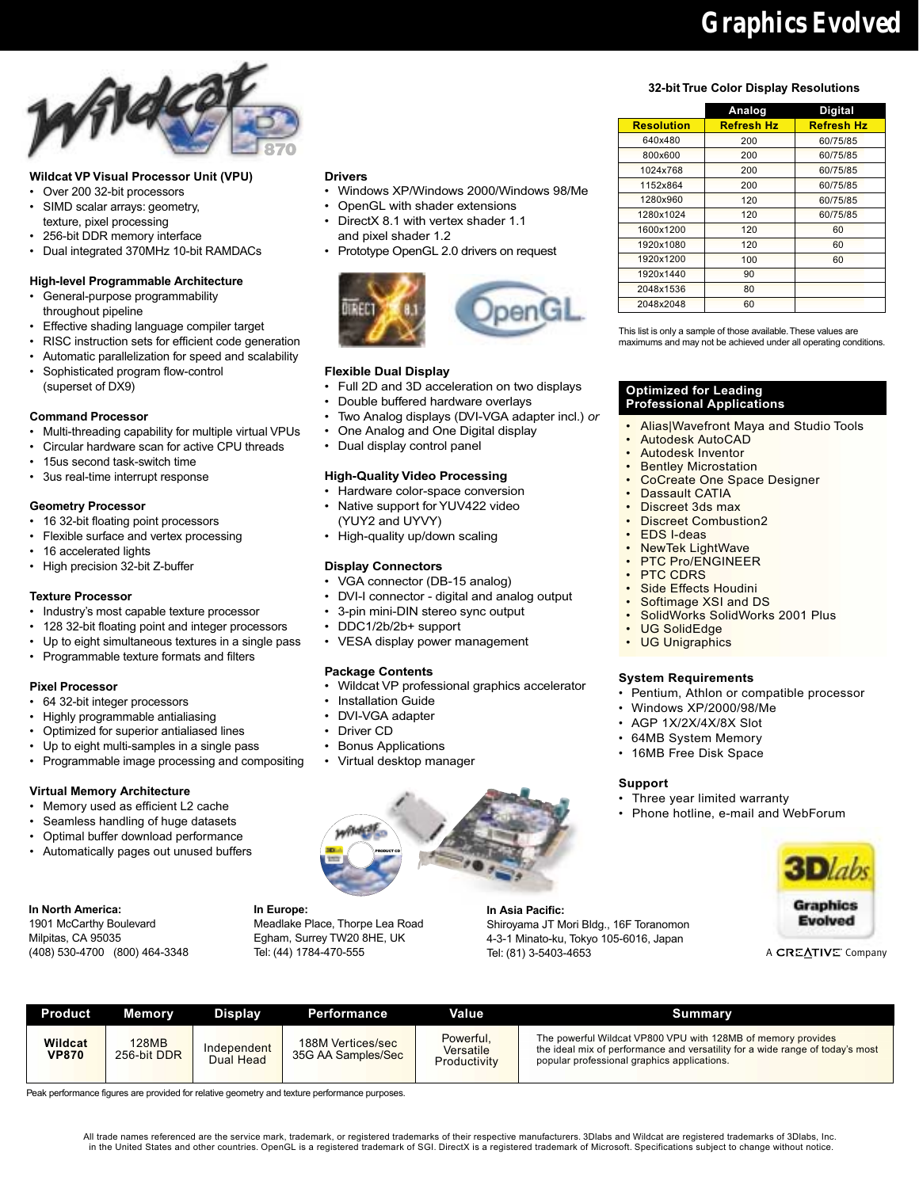# Graphics Evolved

## Wildcat VP Visual Processor Unit (VPU)
- Over 200 32-bit processors
- SIMD scalar arrays: geometry, texture, pixel processing
- 256-bit DDR memory interface
- Dual integrated 370MHz 10-bit RAMDACs

## High-level Programmable Architecture
- General-purpose programmability throughout pipeline
- Effective shading language compiler target
- RISC instruction sets for efficient code generation
- Automatic parallelization for speed and scalability
- Sophisticated program flow-control (superset of DX9)

## Command Processor
- Multi-threading capability for multiple virtual VPUs
- Circular hardware scan for active CPU threads
- 15us second task-switch time
- 3us real-time interrupt response

## Geometry Processor
- 16 32-bit floating point processors
- Flexible surface and vertex processing
- 16 accelerated lights
- High precision 32-bit Z-buffer

## Texture Processor
- Industry's most capable texture processor
- 128 32-bit floating point and integer processors
- Up to eight simultaneous textures in a single pass
- Programmable texture formats and filters

## Pixel Processor
- 64 32-bit integer processors
- Highly programmable antialiasing
- Optimized for superior antialiased lines
- Up to eight multi-samples in a single pass
- Programmable image processing and compositing

## Virtual Memory Architecture
- Memory used as efficient L2 cache
- Seamless handling of huge datasets
- Optimal buffer download performance
- Automatically pages out unused buffers

## Drivers
- Windows XP/Windows 2000/Windows 98/Me
- OpenGL with shader extensions
- DirectX 8.1 with vertex shader 1.1 and pixel shader 1.2
- Prototype OpenGL 2.0 drivers on request

## Flexible Dual Display
- Full 2D and 3D acceleration on two displays
- Double buffered hardware overlays
- Two Analog displays (DVI-VGA adapter incl.) *or*
- One Analog and One Digital display
- Dual display control panel

## High-Quality Video Processing
- Hardware color-space conversion
- Native support for YUV422 video (YUY2 and UYVY)
- High-quality up/down scaling

## Display Connectors
- VGA connector (DB-15 analog)
- DVI-I connector - digital and analog output
- 3-pin mini-DIN stereo sync output
- DDC1/2b/2b+ support
- VESA display power management

## Package Contents
- Wildcat VP professional graphics accelerator
- Installation Guide
- DVI-VGA adapter
- Driver CD
- Bonus Applications
- Virtual desktop manager

## 32-bit True Color Display Resolutions

| Resolution | Analog Refresh Hz | Digital Refresh Hz |
|---|---|---|
| 640x480 | 200 | 60/75/85 |
| 800x600 | 200 | 60/75/85 |
| 1024x768 | 200 | 60/75/85 |
| 1152x864 | 200 | 60/75/85 |
| 1280x960 | 120 | 60/75/85 |
| 1280x1024 | 120 | 60/75/85 |
| 1600x1200 | 120 | 60 |
| 1920x1080 | 120 | 60 |
| 1920x1200 | 100 | 60 |
| 1920x1440 | 90 | |
| 2048x1536 | 80 | |
| 2048x2048 | 60 | |

This list is only a sample of those available. These values are maximums and may not be achieved under all operating conditions.

## Optimized for Leading Professional Applications
- Alias|Wavefront Maya and Studio Tools
- Autodesk AutoCAD
- Autodesk Inventor
- Bentley Microstation
- CoCreate One Space Designer
- Dassault CATIA
- Discreet 3ds max
- Discreet Combustion2
- EDS I-deas
- NewTek LightWave
- PTC Pro/ENGINEER
- PTC CDRS
- Side Effects Houdini
- Softimage XSI and DS
- SolidWorks SolidWorks 2001 Plus
- UG SolidEdge
- UG Unigraphics

## System Requirements
- Pentium, Athlon or compatible processor
- Windows XP/2000/98/Me
- AGP 1X/2X/4X/8X Slot
- 64MB System Memory
- 16MB Free Disk Space

## Support
- Three year limited warranty
- Phone hotline, e-mail and WebForum

**In North America:**
1901 McCarthy Boulevard
Milpitas, CA 95035
(408) 530-4700 (800) 464-3348

**In Europe:**
Meadlake Place, Thorpe Lea Road
Egham, Surrey TW20 8HE, UK
Tel: (44) 1784-470-555

**In Asia Pacific:**
Shiroyama JT Mori Bldg., 16F Toranomon
4-3-1 Minato-ku, Tokyo 105-6016, Japan
Tel: (81) 3-5403-4653

3Dlabs Graphics Evolved
A CREATIVE Company

| Product | Memory | Display | Performance | Value | Summary |
|---|---|---|---|---|---|
| Wildcat VP870 | 128MB 256-bit DDR | Independent Dual Head | 188M Vertices/sec 35G AA Samples/Sec | Powerful, Versatile Productivity | The powerful Wildcat VP800 VPU with 128MB of memory provides the ideal mix of performance and versatility for a wide range of today's most popular professional graphics applications. |

Peak performance figures are provided for relative geometry and texture performance purposes.

All trade names referenced are the service mark, trademark, or registered trademarks of their respective manufacturers. 3Dlabs and Wildcat are registered trademarks of 3Dlabs, Inc. in the United States and other countries. OpenGL is a registered trademark of SGI. DirectX is a registered trademark of Microsoft. Specifications subject to change without notice.